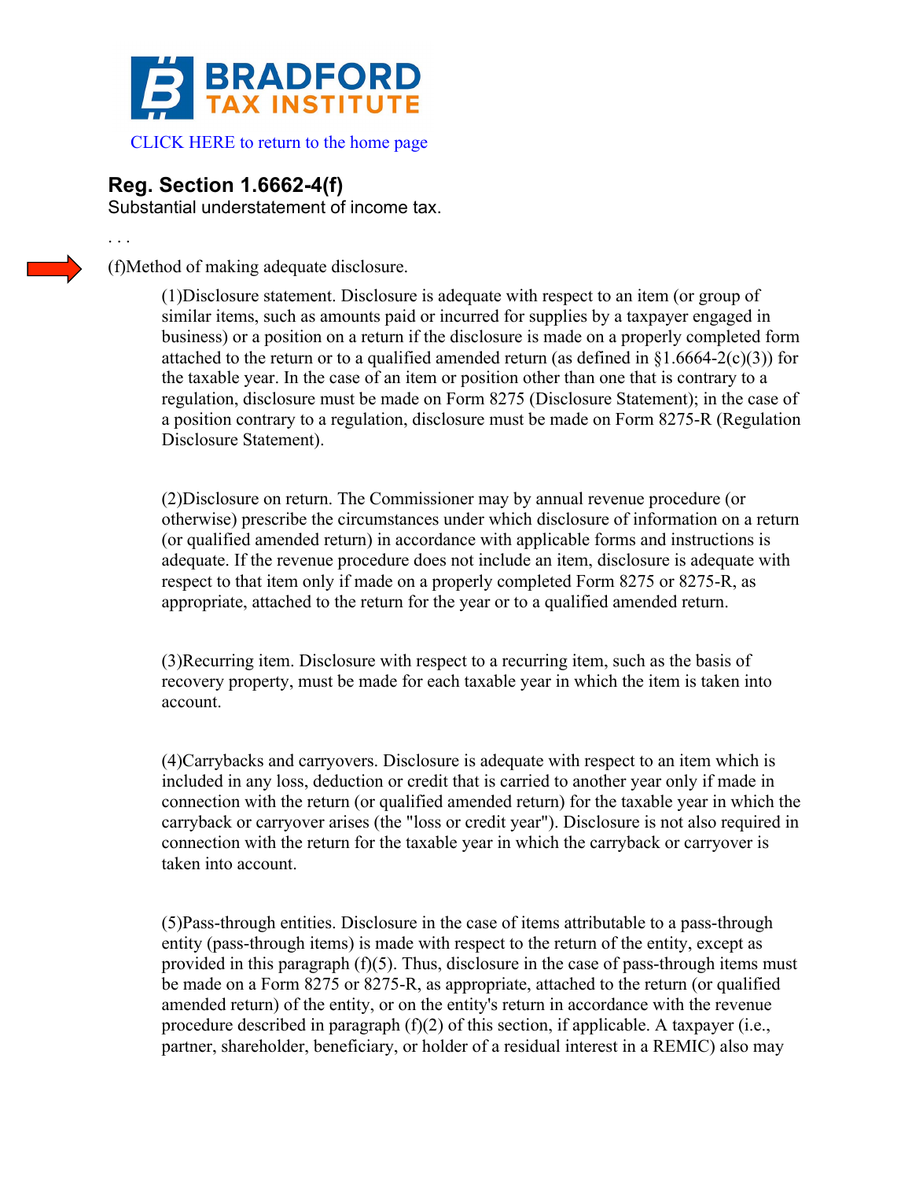# BRADFORD TAX INSTITUTE

CLICK HERE to return to the home page

## Reg. Section 1.6662-4(f)

Substantial understatement of income tax.

. . .

(f)Method of making adequate disclosure.

(1)Disclosure statement. Disclosure is adequate with respect to an item (or group of similar items, such as amounts paid or incurred for supplies by a taxpayer engaged in business) or a position on a return if the disclosure is made on a properly completed form attached to the return or to a qualified amended return (as defined in §1.6664-2(c)(3)) for the taxable year. In the case of an item or position other than one that is contrary to a regulation, disclosure must be made on Form 8275 (Disclosure Statement); in the case of a position contrary to a regulation, disclosure must be made on Form 8275-R (Regulation Disclosure Statement).

(2)Disclosure on return. The Commissioner may by annual revenue procedure (or otherwise) prescribe the circumstances under which disclosure of information on a return (or qualified amended return) in accordance with applicable forms and instructions is adequate. If the revenue procedure does not include an item, disclosure is adequate with respect to that item only if made on a properly completed Form 8275 or 8275-R, as appropriate, attached to the return for the year or to a qualified amended return.

(3)Recurring item. Disclosure with respect to a recurring item, such as the basis of recovery property, must be made for each taxable year in which the item is taken into account.

(4)Carrybacks and carryovers. Disclosure is adequate with respect to an item which is included in any loss, deduction or credit that is carried to another year only if made in connection with the return (or qualified amended return) for the taxable year in which the carryback or carryover arises (the "loss or credit year"). Disclosure is not also required in connection with the return for the taxable year in which the carryback or carryover is taken into account.

(5)Pass-through entities. Disclosure in the case of items attributable to a pass-through entity (pass-through items) is made with respect to the return of the entity, except as provided in this paragraph (f)(5). Thus, disclosure in the case of pass-through items must be made on a Form 8275 or 8275-R, as appropriate, attached to the return (or qualified amended return) of the entity, or on the entity's return in accordance with the revenue procedure described in paragraph (f)(2) of this section, if applicable. A taxpayer (i.e., partner, shareholder, beneficiary, or holder of a residual interest in a REMIC) also may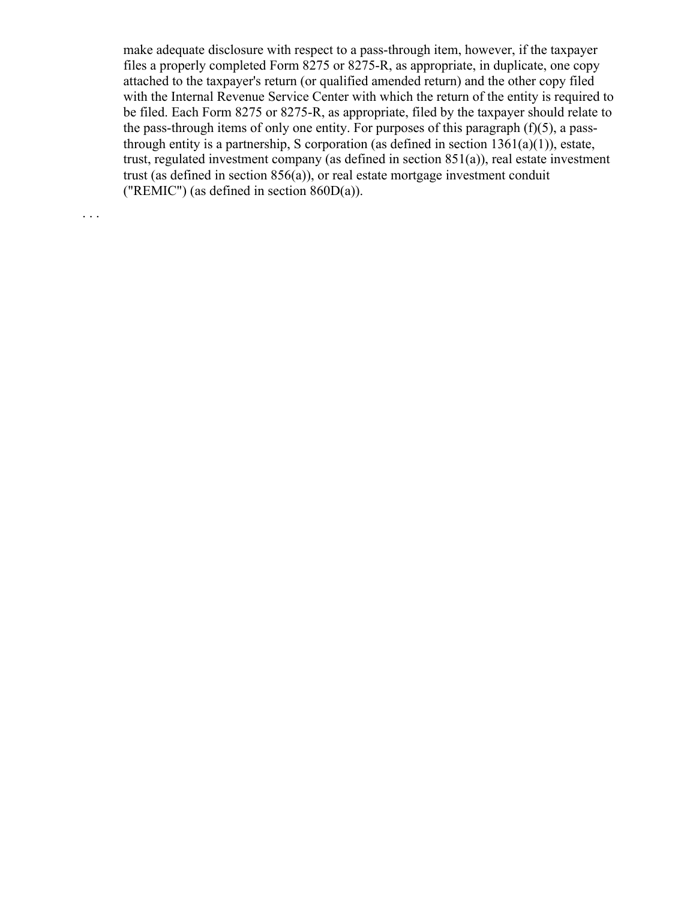make adequate disclosure with respect to a pass-through item, however, if the taxpayer files a properly completed Form 8275 or 8275-R, as appropriate, in duplicate, one copy attached to the taxpayer's return (or qualified amended return) and the other copy filed with the Internal Revenue Service Center with which the return of the entity is required to be filed. Each Form 8275 or 8275-R, as appropriate, filed by the taxpayer should relate to the pass-through items of only one entity. For purposes of this paragraph (f)(5), a pass-through entity is a partnership, S corporation (as defined in section 1361(a)(1)), estate, trust, regulated investment company (as defined in section 851(a)), real estate investment trust (as defined in section 856(a)), or real estate mortgage investment conduit ("REMIC") (as defined in section 860D(a)).

. . .